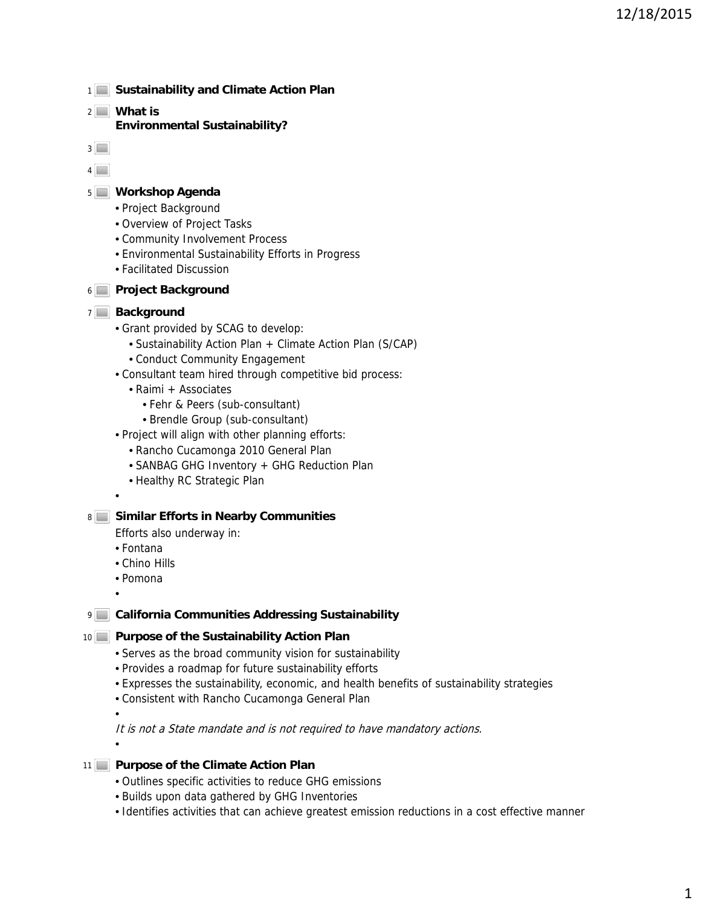## 1 Sustainability and Climate Action Plan

## 2 What is Environmental Sustainability?

3

4

## 5 Workshop Agenda

- Project Background
- Overview of Project Tasks
- Community Involvement Process
- Environmental Sustainability Efforts in Progress
- Facilitated Discussion

## 6 Project Background

## 7 Background

- Grant provided by SCAG to develop:
  - Sustainability Action Plan + Climate Action Plan (S/CAP)
  - Conduct Community Engagement
- Consultant team hired through competitive bid process:
  - Raimi + Associates
    - Fehr & Peers (sub-consultant)
    - Brendle Group (sub-consultant)
- Project will align with other planning efforts:
  - Rancho Cucamonga 2010 General Plan
  - SANBAG GHG Inventory + GHG Reduction Plan
  - Healthy RC Strategic Plan
-

## 8 Similar Efforts in Nearby Communities

Efforts also underway in:

- Fontana
- Chino Hills
- Pomona
-

## 9 California Communities Addressing Sustainability

## 10 Purpose of the Sustainability Action Plan

- Serves as the broad community vision for sustainability
- Provides a roadmap for future sustainability efforts
- Expresses the sustainability, economic, and health benefits of sustainability strategies
- Consistent with Rancho Cucamonga General Plan
-

*It is not a State mandate and is not required to have mandatory actions.*

-

## 11 Purpose of the Climate Action Plan

- Outlines specific activities to reduce GHG emissions
- Builds upon data gathered by GHG Inventories
- Identifies activities that can achieve greatest emission reductions in a cost effective manner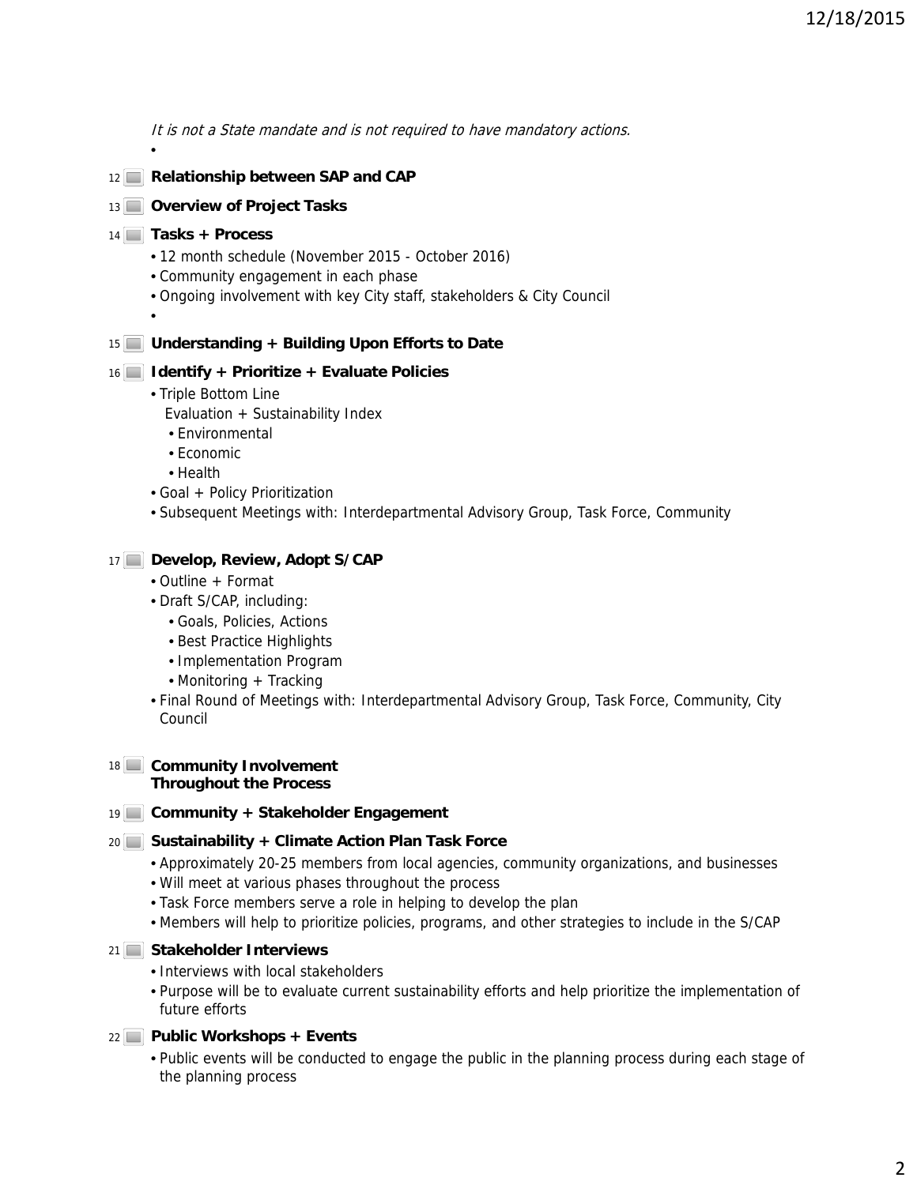*It is not a State mandate and is not required to have mandatory actions.*

- 

12 **Relationship between SAP and CAP**

13 **Overview of Project Tasks**

14 **Tasks + Process**

- 12 month schedule (November 2015 - October 2016)
- Community engagement in each phase
- Ongoing involvement with key City staff, stakeholders & City Council
- 

15 **Understanding + Building Upon Efforts to Date**

16 **Identify + Prioritize + Evaluate Policies**

- Triple Bottom Line
  Evaluation + Sustainability Index
  - Environmental
  - Economic
  - Health
- Goal + Policy Prioritization
- Subsequent Meetings with: Interdepartmental Advisory Group, Task Force, Community

17 **Develop, Review, Adopt S/CAP**

- Outline + Format
- Draft S/CAP, including:
  - Goals, Policies, Actions
  - Best Practice Highlights
  - Implementation Program
  - Monitoring + Tracking
- Final Round of Meetings with: Interdepartmental Advisory Group, Task Force, Community, City Council

18 **Community Involvement Throughout the Process**

19 **Community + Stakeholder Engagement**

20 **Sustainability + Climate Action Plan Task Force**

- Approximately 20-25 members from local agencies, community organizations, and businesses
- Will meet at various phases throughout the process
- Task Force members serve a role in helping to develop the plan
- Members will help to prioritize policies, programs, and other strategies to include in the S/CAP

21 **Stakeholder Interviews**

- Interviews with local stakeholders
- Purpose will be to evaluate current sustainability efforts and help prioritize the implementation of future efforts

22 **Public Workshops + Events**

- Public events will be conducted to engage the public in the planning process during each stage of the planning process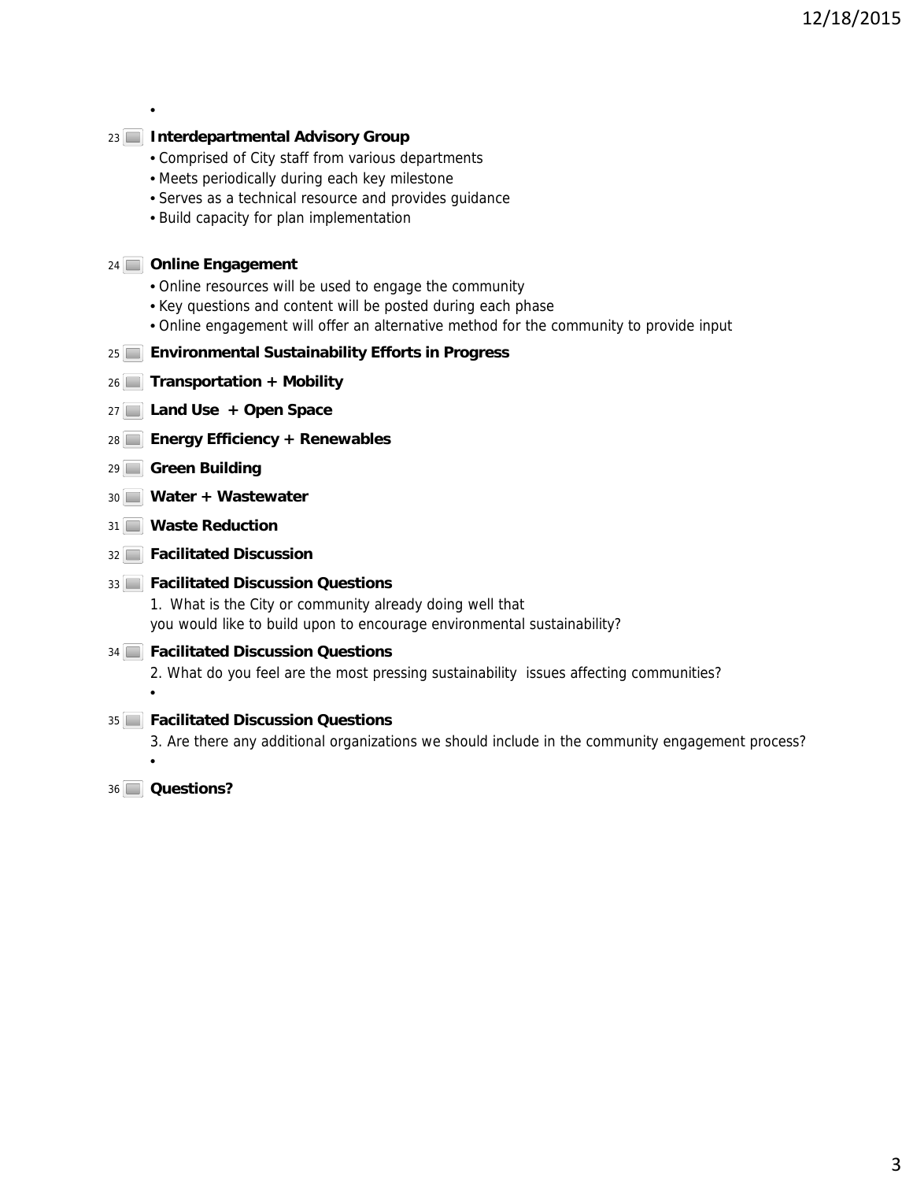•

**23** **Interdepartmental Advisory Group**

- Comprised of City staff from various departments
- Meets periodically during each key milestone
- Serves as a technical resource and provides guidance
- Build capacity for plan implementation

**24** **Online Engagement**

- Online resources will be used to engage the community
- Key questions and content will be posted during each phase
- Online engagement will offer an alternative method for the community to provide input

**25** **Environmental Sustainability Efforts in Progress**

**26** **Transportation + Mobility**

**27** **Land Use + Open Space**

**28** **Energy Efficiency + Renewables**

**29** **Green Building**

**30** **Water + Wastewater**

**31** **Waste Reduction**

**32** **Facilitated Discussion**

**33** **Facilitated Discussion Questions**

1. What is the City or community already doing well that you would like to build upon to encourage environmental sustainability?

**34** **Facilitated Discussion Questions**

2. What do you feel are the most pressing sustainability issues affecting communities?

•

**35** **Facilitated Discussion Questions**

3. Are there any additional organizations we should include in the community engagement process?

•

**36** **Questions?**